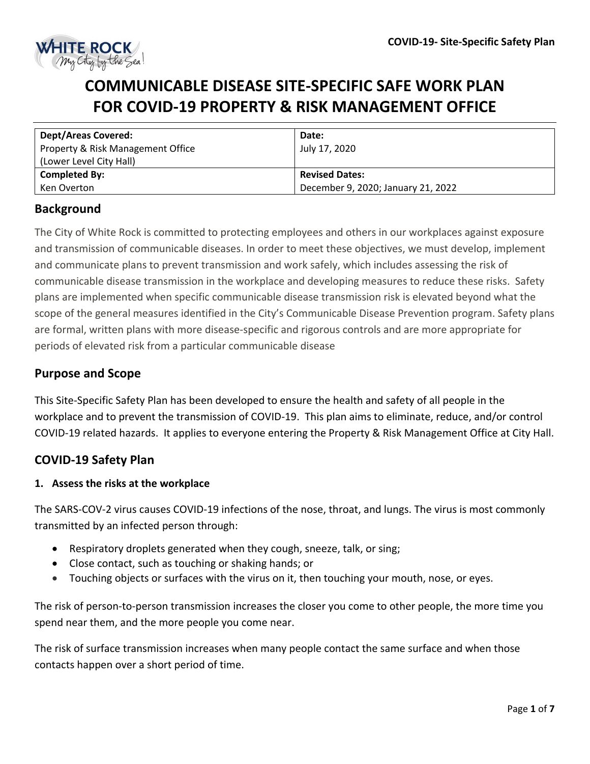# COMMUNICABLE DISEASE SITE-SPECIFIC SAFE WORK PLAN FOR COVID-19 PROPERTY & RISK MANAGEMENT OFFICE

| **Dept/Areas Covered:**<br>Property & Risk Management Office<br>(Lower Level City Hall) | **Date:**<br>July 17, 2020 |
|---|---|
| **Completed By:**<br>Ken Overton | **Revised Dates:**<br>December 9, 2020; January 21, 2022 |

## Background

The City of White Rock is committed to protecting employees and others in our workplaces against exposure and transmission of communicable diseases. In order to meet these objectives, we must develop, implement and communicate plans to prevent transmission and work safely, which includes assessing the risk of communicable disease transmission in the workplace and developing measures to reduce these risks. Safety plans are implemented when specific communicable disease transmission risk is elevated beyond what the scope of the general measures identified in the City's Communicable Disease Prevention program. Safety plans are formal, written plans with more disease-specific and rigorous controls and are more appropriate for periods of elevated risk from a particular communicable disease

## Purpose and Scope

This Site-Specific Safety Plan has been developed to ensure the health and safety of all people in the workplace and to prevent the transmission of COVID-19. This plan aims to eliminate, reduce, and/or control COVID-19 related hazards. It applies to everyone entering the Property & Risk Management Office at City Hall.

## COVID-19 Safety Plan

### 1. Assess the risks at the workplace

The SARS-COV-2 virus causes COVID-19 infections of the nose, throat, and lungs. The virus is most commonly transmitted by an infected person through:

- Respiratory droplets generated when they cough, sneeze, talk, or sing;
- Close contact, such as touching or shaking hands; or
- Touching objects or surfaces with the virus on it, then touching your mouth, nose, or eyes.

The risk of person-to-person transmission increases the closer you come to other people, the more time you spend near them, and the more people you come near.

The risk of surface transmission increases when many people contact the same surface and when those contacts happen over a short period of time.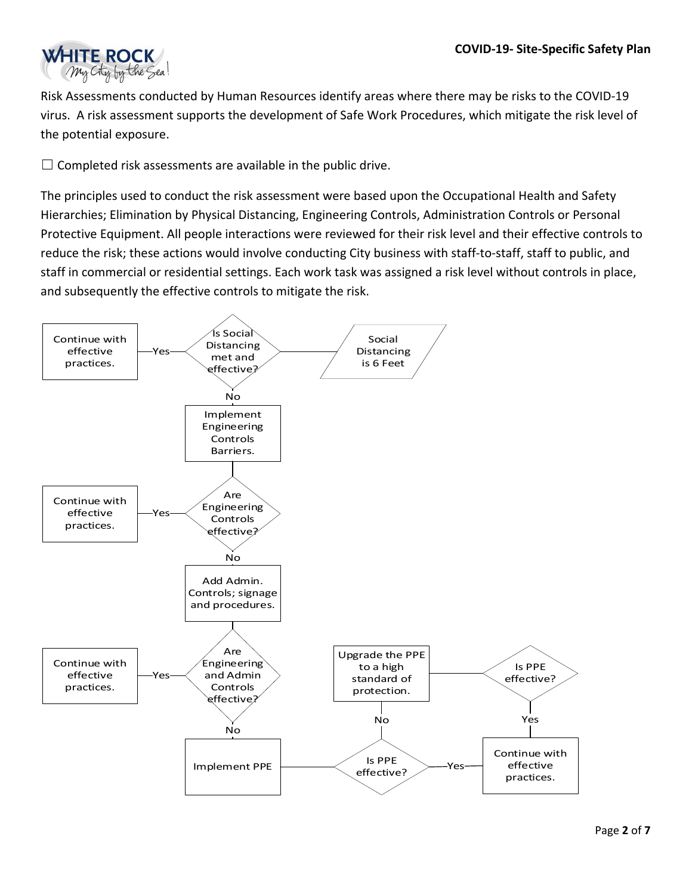Risk Assessments conducted by Human Resources identify areas where there may be risks to the COVID-19 virus. A risk assessment supports the development of Safe Work Procedures, which mitigate the risk level of the potential exposure.

☐ Completed risk assessments are available in the public drive.

The principles used to conduct the risk assessment were based upon the Occupational Health and Safety Hierarchies; Elimination by Physical Distancing, Engineering Controls, Administration Controls or Personal Protective Equipment. All people interactions were reviewed for their risk level and their effective controls to reduce the risk; these actions would involve conducting City business with staff-to-staff, staff to public, and staff in commercial or residential settings. Each work task was assigned a risk level without controls in place, and subsequently the effective controls to mitigate the risk.

Is Social Distancing met and effective? (Social Distancing is 6 Feet)

- Yes → Continue with effective practices.
- No → Implement Engineering Controls Barriers.

Are Engineering Controls effective?

- Yes → Continue with effective practices.
- No → Add Admin. Controls; signage and procedures.

Are Engineering and Admin Controls effective?

- Yes → Continue with effective practices.
- No → Implement PPE

Is PPE effective?

- Yes → Continue with effective practices.
- No → Upgrade the PPE to a high standard of protection.

Is PPE effective?

- Yes → Continue with effective practices.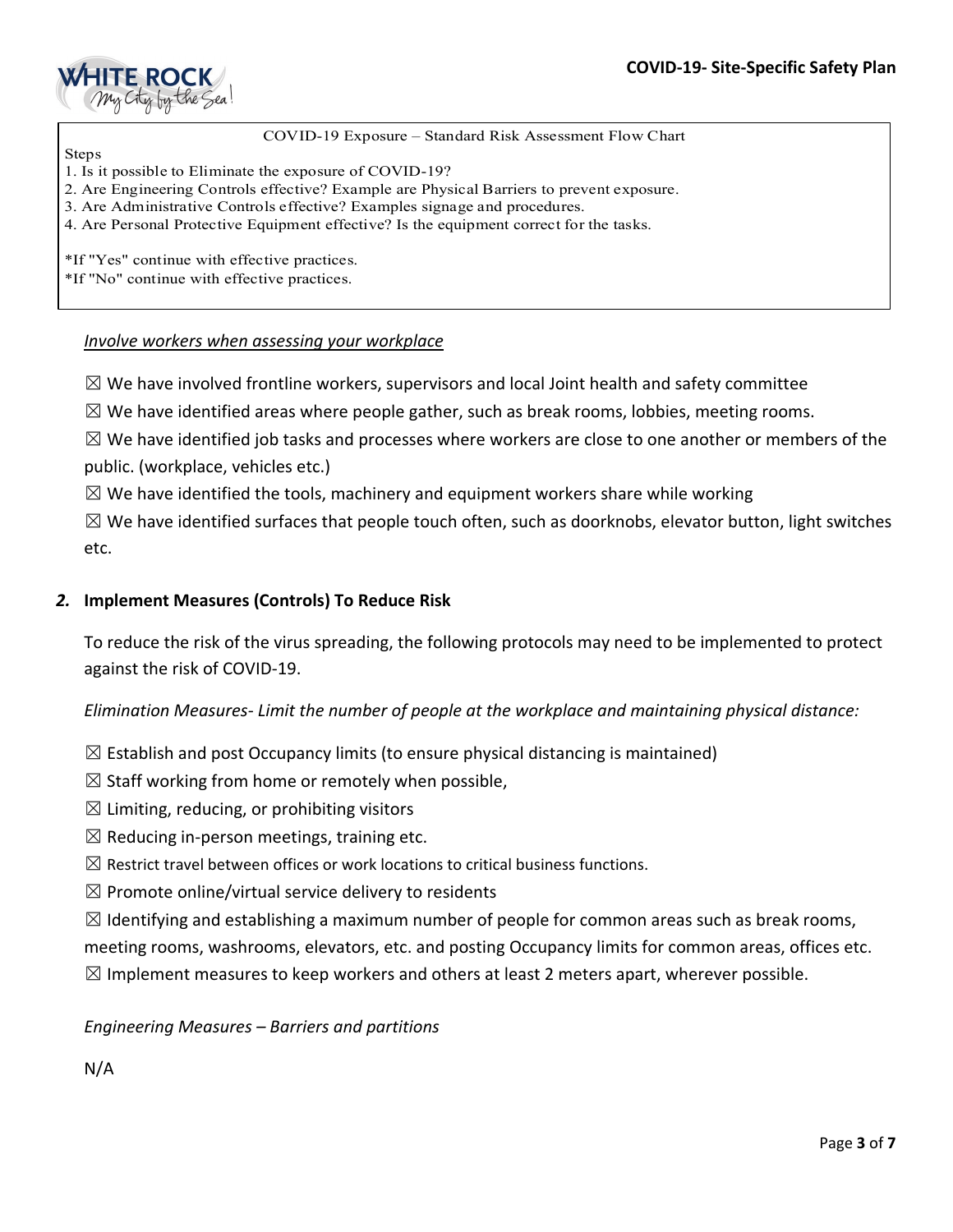COVID-19 Exposure – Standard Risk Assessment Flow Chart

Steps

1. Is it possible to Eliminate the exposure of COVID-19?
2. Are Engineering Controls effective? Example are Physical Barriers to prevent exposure.
3. Are Administrative Controls effective? Examples signage and procedures.
4. Are Personal Protective Equipment effective? Is the equipment correct for the tasks.

*If "Yes" continue with effective practices.
*If "No" continue with effective practices.

*__Involve workers when assessing your workplace__*

☒ We have involved frontline workers, supervisors and local Joint health and safety committee

☒ We have identified areas where people gather, such as break rooms, lobbies, meeting rooms.

☒ We have identified job tasks and processes where workers are close to one another or members of the public. (workplace, vehicles etc.)

☒ We have identified the tools, machinery and equipment workers share while working

☒ We have identified surfaces that people touch often, such as doorknobs, elevator button, light switches etc.

## *2.* Implement Measures (Controls) To Reduce Risk

To reduce the risk of the virus spreading, the following protocols may need to be implemented to protect against the risk of COVID-19.

*Elimination Measures- Limit the number of people at the workplace and maintaining physical distance:*

☒ Establish and post Occupancy limits (to ensure physical distancing is maintained)

☒ Staff working from home or remotely when possible,

☒ Limiting, reducing, or prohibiting visitors

☒ Reducing in-person meetings, training etc.

☒ Restrict travel between offices or work locations to critical business functions.

☒ Promote online/virtual service delivery to residents

☒ Identifying and establishing a maximum number of people for common areas such as break rooms, meeting rooms, washrooms, elevators, etc. and posting Occupancy limits for common areas, offices etc.

☒ Implement measures to keep workers and others at least 2 meters apart, wherever possible.

*Engineering Measures – Barriers and partitions*

N/A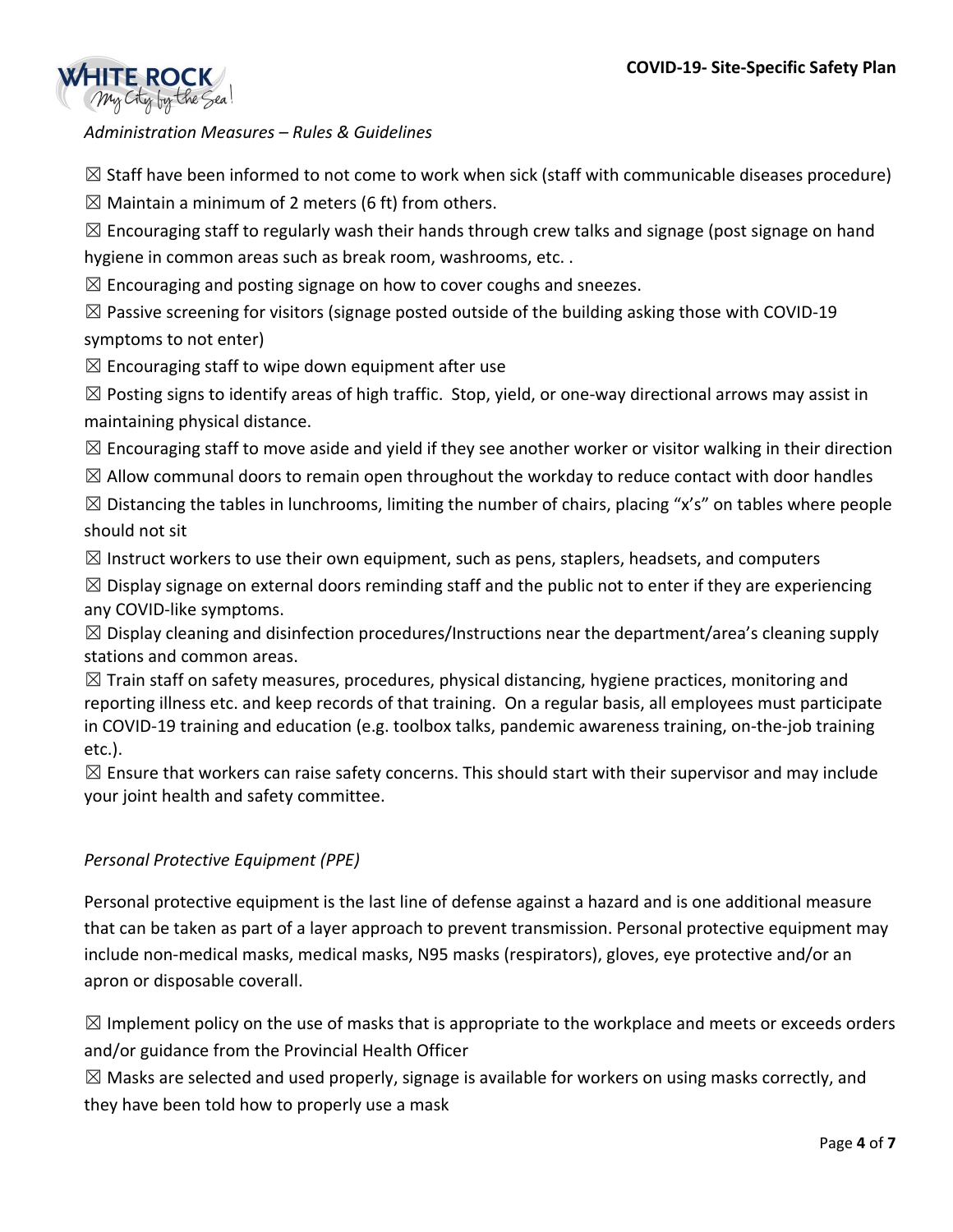*Administration Measures – Rules & Guidelines*

☒ Staff have been informed to not come to work when sick (staff with communicable diseases procedure)

☒ Maintain a minimum of 2 meters (6 ft) from others.

☒ Encouraging staff to regularly wash their hands through crew talks and signage (post signage on hand hygiene in common areas such as break room, washrooms, etc. .

☒ Encouraging and posting signage on how to cover coughs and sneezes.

☒ Passive screening for visitors (signage posted outside of the building asking those with COVID-19 symptoms to not enter)

☒ Encouraging staff to wipe down equipment after use

☒ Posting signs to identify areas of high traffic. Stop, yield, or one-way directional arrows may assist in maintaining physical distance.

☒ Encouraging staff to move aside and yield if they see another worker or visitor walking in their direction

☒ Allow communal doors to remain open throughout the workday to reduce contact with door handles

☒ Distancing the tables in lunchrooms, limiting the number of chairs, placing "x's" on tables where people should not sit

☒ Instruct workers to use their own equipment, such as pens, staplers, headsets, and computers

☒ Display signage on external doors reminding staff and the public not to enter if they are experiencing any COVID-like symptoms.

☒ Display cleaning and disinfection procedures/Instructions near the department/area's cleaning supply stations and common areas.

☒ Train staff on safety measures, procedures, physical distancing, hygiene practices, monitoring and reporting illness etc. and keep records of that training. On a regular basis, all employees must participate in COVID-19 training and education (e.g. toolbox talks, pandemic awareness training, on-the-job training etc.).

☒ Ensure that workers can raise safety concerns. This should start with their supervisor and may include your joint health and safety committee.

*Personal Protective Equipment (PPE)*

Personal protective equipment is the last line of defense against a hazard and is one additional measure that can be taken as part of a layer approach to prevent transmission. Personal protective equipment may include non-medical masks, medical masks, N95 masks (respirators), gloves, eye protective and/or an apron or disposable coverall.

☒ Implement policy on the use of masks that is appropriate to the workplace and meets or exceeds orders and/or guidance from the Provincial Health Officer

☒ Masks are selected and used properly, signage is available for workers on using masks correctly, and they have been told how to properly use a mask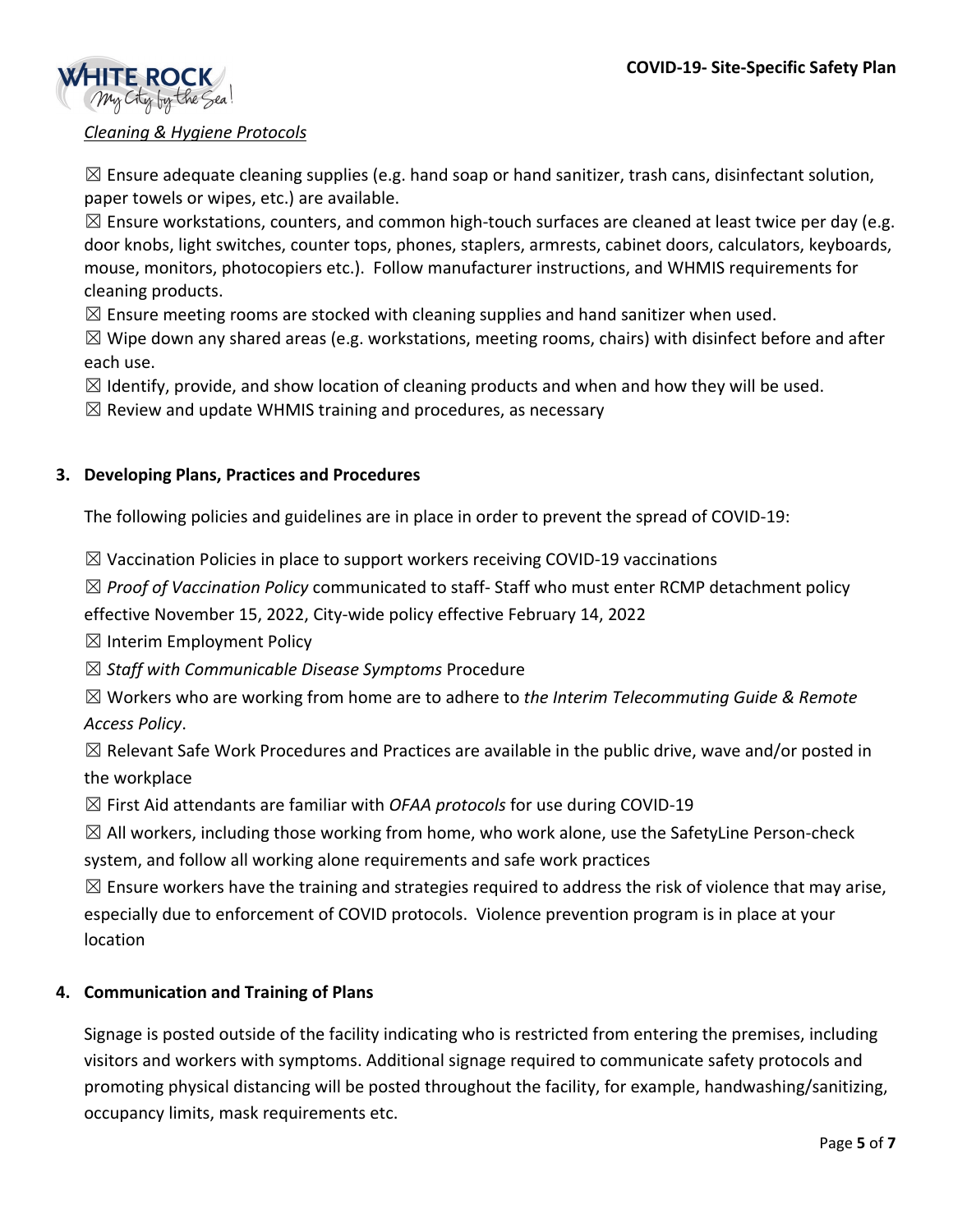*Cleaning & Hygiene Protocols*

☒ Ensure adequate cleaning supplies (e.g. hand soap or hand sanitizer, trash cans, disinfectant solution, paper towels or wipes, etc.) are available.

☒ Ensure workstations, counters, and common high-touch surfaces are cleaned at least twice per day (e.g. door knobs, light switches, counter tops, phones, staplers, armrests, cabinet doors, calculators, keyboards, mouse, monitors, photocopiers etc.). Follow manufacturer instructions, and WHMIS requirements for cleaning products.

☒ Ensure meeting rooms are stocked with cleaning supplies and hand sanitizer when used.

☒ Wipe down any shared areas (e.g. workstations, meeting rooms, chairs) with disinfect before and after each use.

☒ Identify, provide, and show location of cleaning products and when and how they will be used.

☒ Review and update WHMIS training and procedures, as necessary

## 3. Developing Plans, Practices and Procedures

The following policies and guidelines are in place in order to prevent the spread of COVID-19:

☒ Vaccination Policies in place to support workers receiving COVID-19 vaccinations

☒ *Proof of Vaccination Policy* communicated to staff- Staff who must enter RCMP detachment policy effective November 15, 2022, City-wide policy effective February 14, 2022

☒ Interim Employment Policy

☒ *Staff with Communicable Disease Symptoms* Procedure

☒ Workers who are working from home are to adhere to *the Interim Telecommuting Guide & Remote Access Policy*.

☒ Relevant Safe Work Procedures and Practices are available in the public drive, wave and/or posted in the workplace

☒ First Aid attendants are familiar with *OFAA protocols* for use during COVID-19

☒ All workers, including those working from home, who work alone, use the SafetyLine Person-check system, and follow all working alone requirements and safe work practices

☒ Ensure workers have the training and strategies required to address the risk of violence that may arise, especially due to enforcement of COVID protocols. Violence prevention program is in place at your location

## 4. Communication and Training of Plans

Signage is posted outside of the facility indicating who is restricted from entering the premises, including visitors and workers with symptoms. Additional signage required to communicate safety protocols and promoting physical distancing will be posted throughout the facility, for example, handwashing/sanitizing, occupancy limits, mask requirements etc.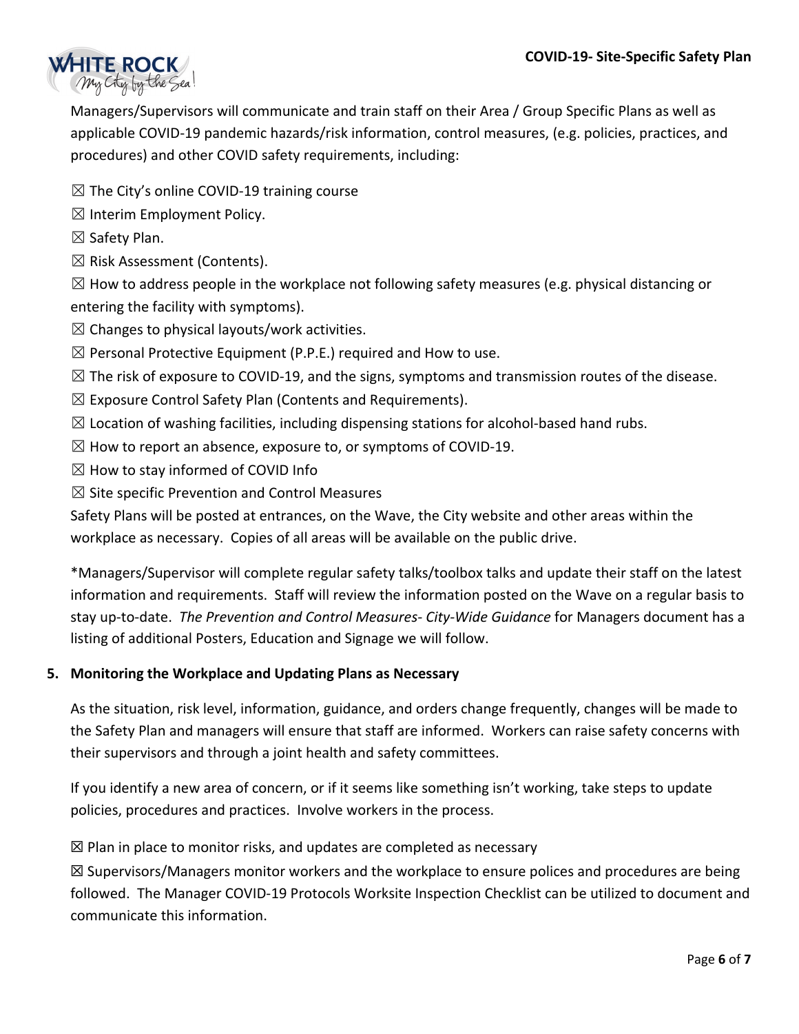Managers/Supervisors will communicate and train staff on their Area / Group Specific Plans as well as applicable COVID-19 pandemic hazards/risk information, control measures, (e.g. policies, practices, and procedures) and other COVID safety requirements, including:

☒ The City's online COVID-19 training course

☒ Interim Employment Policy.

☒ Safety Plan.

☒ Risk Assessment (Contents).

☒ How to address people in the workplace not following safety measures (e.g. physical distancing or entering the facility with symptoms).

☒ Changes to physical layouts/work activities.

☒ Personal Protective Equipment (P.P.E.) required and How to use.

☒ The risk of exposure to COVID-19, and the signs, symptoms and transmission routes of the disease.

☒ Exposure Control Safety Plan (Contents and Requirements).

☒ Location of washing facilities, including dispensing stations for alcohol-based hand rubs.

☒ How to report an absence, exposure to, or symptoms of COVID-19.

☒ How to stay informed of COVID Info

☒ Site specific Prevention and Control Measures

Safety Plans will be posted at entrances, on the Wave, the City website and other areas within the workplace as necessary. Copies of all areas will be available on the public drive.

*Managers/Supervisor will complete regular safety talks/toolbox talks and update their staff on the latest information and requirements. Staff will review the information posted on the Wave on a regular basis to stay up-to-date. *The Prevention and Control Measures- City-Wide Guidance* for Managers document has a listing of additional Posters, Education and Signage we will follow.

## 5. Monitoring the Workplace and Updating Plans as Necessary

As the situation, risk level, information, guidance, and orders change frequently, changes will be made to the Safety Plan and managers will ensure that staff are informed. Workers can raise safety concerns with their supervisors and through a joint health and safety committees.

If you identify a new area of concern, or if it seems like something isn't working, take steps to update policies, procedures and practices. Involve workers in the process.

☒ Plan in place to monitor risks, and updates are completed as necessary

☒ Supervisors/Managers monitor workers and the workplace to ensure polices and procedures are being followed. The Manager COVID-19 Protocols Worksite Inspection Checklist can be utilized to document and communicate this information.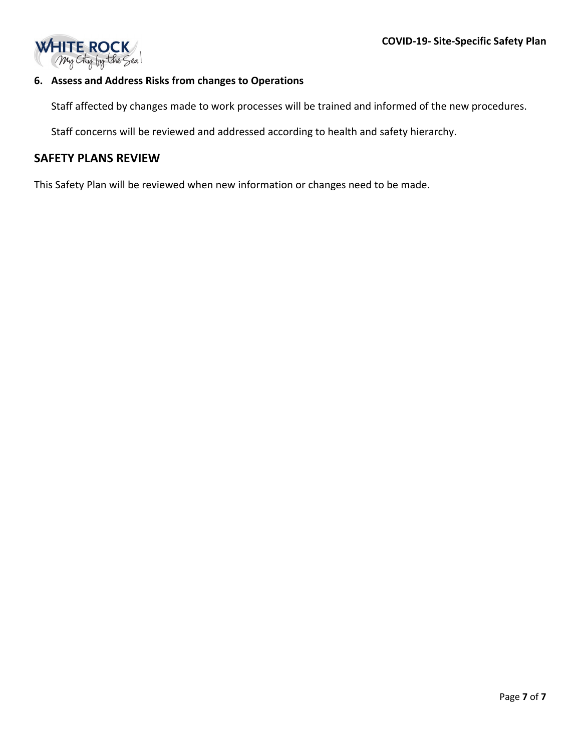**6. Assess and Address Risks from changes to Operations**

Staff affected by changes made to work processes will be trained and informed of the new procedures.

Staff concerns will be reviewed and addressed according to health and safety hierarchy.

## SAFETY PLANS REVIEW

This Safety Plan will be reviewed when new information or changes need to be made.